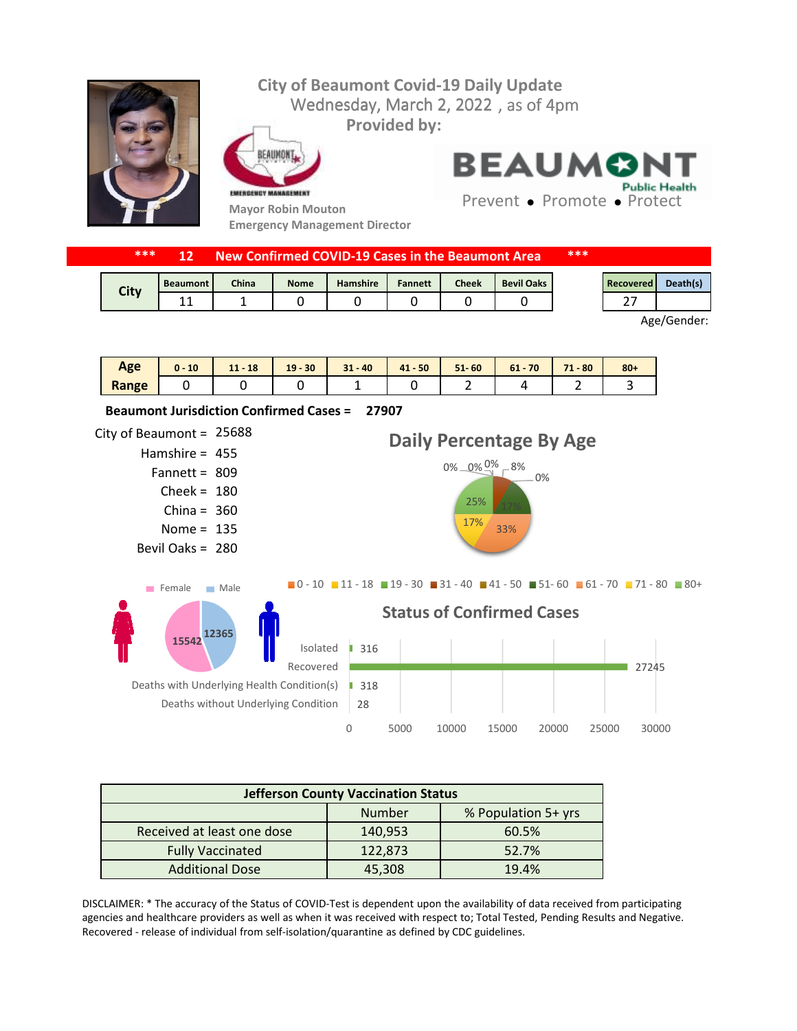# City of Beaumont Covid-19 Daily Update

Wednesday, March 2, 2022 , as of 4pm

**Provided by:**

Mayor Robin Mouton
Emergency Management Director

BEAUMONT Public Health
Prevent • Promote • Protect

## *** 12 New Confirmed COVID-19 Cases in the Beaumont Area ***

| City | Beaumont | China | Nome | Hamshire | Fannett | Cheek | Bevil Oaks |
|---|---|---|---|---|---|---|---|
| | 11 | 1 | 0 | 0 | 0 | 0 | 0 |

| Recovered | Death(s) |
|---|---|
| 27 | |

Age/Gender:

| Age Range | 0 - 10 | 11 - 18 | 19 - 30 | 31 - 40 | 41 - 50 | 51- 60 | 61 - 70 | 71 - 80 | 80+ |
|---|---|---|---|---|---|---|---|---|---|
| | 0 | 0 | 0 | 1 | 0 | 2 | 4 | 2 | 3 |

**Beaumont Jurisdiction Confirmed Cases = 27907**

City of Beaumont = 25688
Hamshire = 455
Fannett = 809
Cheek = 180
China = 360
Nome = 135
Bevil Oaks = 280

### Daily Percentage By Age

0 - 10: 0%, 11 - 18: 0%, 19 - 30: 0%, 31 - 40: 8%, 41 - 50: 0%, 51- 60: 17%, 61 - 70: 33%, 71 - 80: 17%, 80+: 25%

Female: 15542
Male: 12365

### Status of Confirmed Cases

| Status | Number |
|---|---|
| Isolated | 316 |
| Recovered | 27245 |
| Deaths with Underlying Health Condition(s) | 318 |
| Deaths without Underlying Condition | 28 |

| Jefferson County Vaccination Status | Number | % Population 5+ yrs |
|---|---|---|
| Received at least one dose | 140,953 | 60.5% |
| Fully Vaccinated | 122,873 | 52.7% |
| Additional Dose | 45,308 | 19.4% |

DISCLAIMER: * The accuracy of the Status of COVID-Test is dependent upon the availability of data received from participating agencies and healthcare providers as well as when it was received with respect to; Total Tested, Pending Results and Negative. Recovered - release of individual from self-isolation/quarantine as defined by CDC guidelines.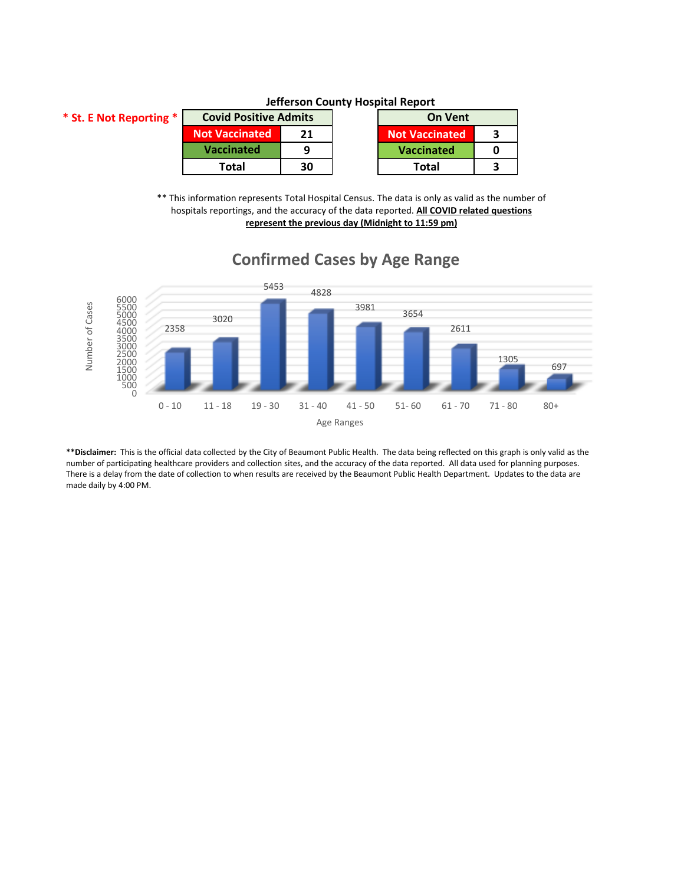**Jefferson County Hospital Report**

**\* St. E Not Reporting \***

| Covid Positive Admits | |
|---|---|
| Not Vaccinated | 21 |
| Vaccinated | 9 |
| Total | 30 |

| On Vent | |
|---|---|
| Not Vaccinated | 3 |
| Vaccinated | 0 |
| Total | 3 |

\*\* This information represents Total Hospital Census. The data is only as valid as the number of hospitals reportings, and the accuracy of the data reported. **All COVID related questions represent the previous day (Midnight to 11:59 pm)**

## Confirmed Cases by Age Range

Number of Cases

6000
5500
5000
4500
4000
3500
3000
2500
2000
1500
1000
500
0

2358
3020
5453
4828
3981
3654
2611
1305
697

0 - 10
11 - 18
19 - 30
31 - 40
41 - 50
51- 60
61 - 70
71 - 80
80+

Age Ranges

**\*\*Disclaimer:** This is the official data collected by the City of Beaumont Public Health. The data being reflected on this graph is only valid as the number of participating healthcare providers and collection sites, and the accuracy of the data reported. All data used for planning purposes. There is a delay from the date of collection to when results are received by the Beaumont Public Health Department. Updates to the data are made daily by 4:00 PM.